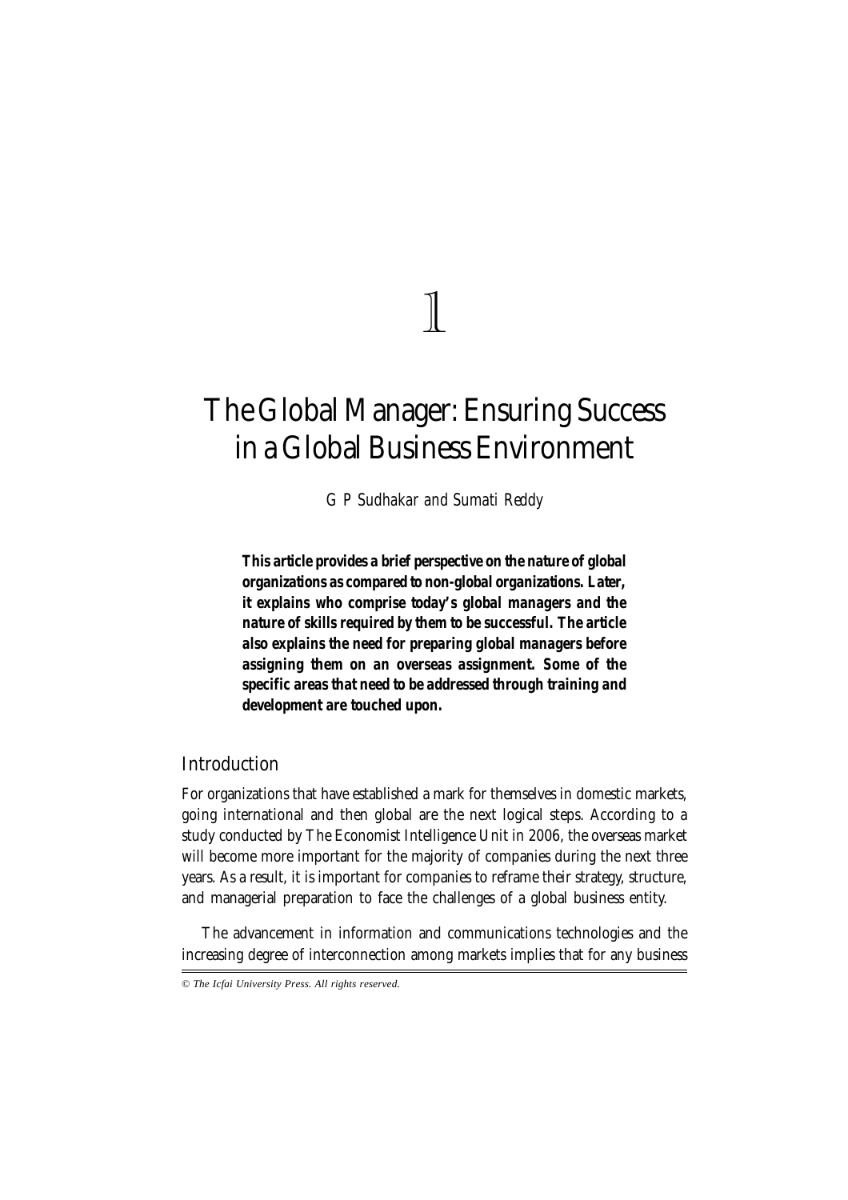1

# The Global Manager: Ensuring Success in a Global Business Environment

*G P Sudhakar and Sumati Reddy*

**This article provides a brief perspective on the nature of global organizations as compared to non-global organizations. Later, it explains who comprise today's global managers and the nature of skills required by them to be successful. The article also explains the need for preparing global managers before assigning them on an overseas assignment. Some of the specific areas that need to be addressed through training and development are touched upon.**

## Introduction

For organizations that have established a mark for themselves in domestic markets, going international and then global are the next logical steps. According to a study conducted by The Economist Intelligence Unit in 2006, the overseas market will become more important for the majority of companies during the next three years. As a result, it is important for companies to reframe their strategy, structure, and managerial preparation to face the challenges of a global business entity.

The advancement in information and communications technologies and the increasing degree of interconnection among markets implies that for any business

*© The Icfai University Press. All rights reserved.*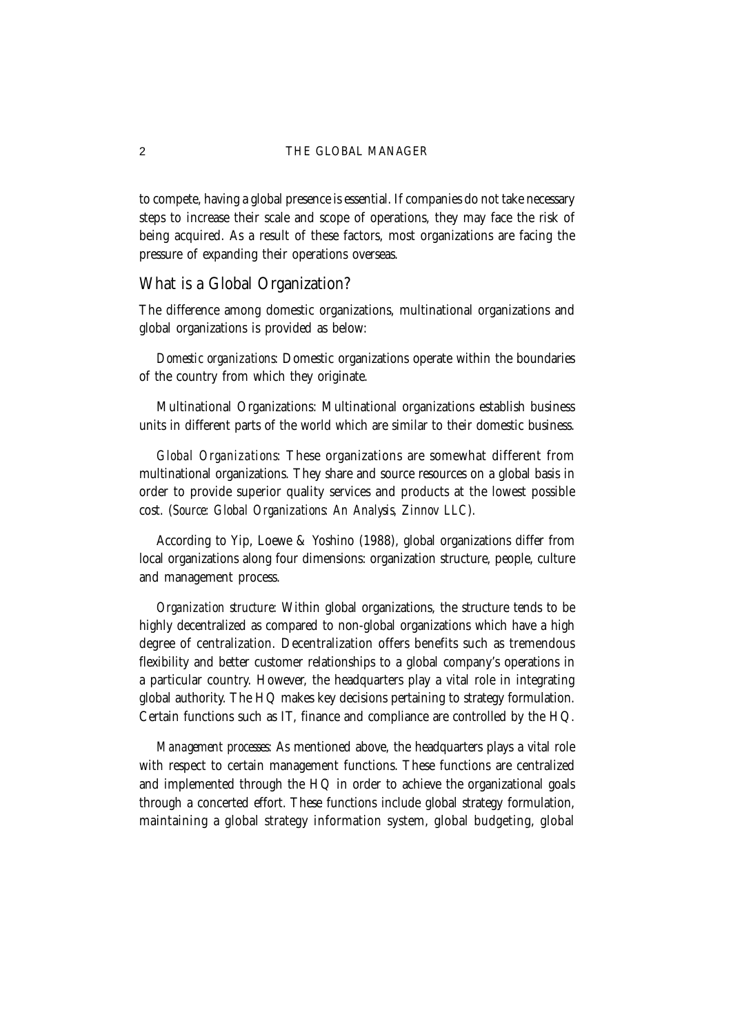to compete, having a global presence is essential. If companies do not take necessary steps to increase their scale and scope of operations, they may face the risk of being acquired. As a result of these factors, most organizations are facing the pressure of expanding their operations overseas.

## What is a Global Organization?

The difference among domestic organizations, multinational organizations and global organizations is provided as below:

*Domestic organizations*: Domestic organizations operate within the boundaries of the country from which they originate.

Multinational Organizations: Multinational organizations establish business units in different parts of the world which are similar to their domestic business.

*Global Organizations*: These organizations are somewhat different from multinational organizations. They share and source resources on a global basis in order to provide superior quality services and products at the lowest possible cost. (*Source: Global Organizations: An Analysis, Zinnov LLC*).

According to Yip, Loewe & Yoshino (1988), global organizations differ from local organizations along four dimensions: organization structure, people, culture and management process.

*Organization structure*: Within global organizations, the structure tends to be highly decentralized as compared to non-global organizations which have a high degree of centralization. Decentralization offers benefits such as tremendous flexibility and better customer relationships to a global company's operations in a particular country. However, the headquarters play a vital role in integrating global authority. The HQ makes key decisions pertaining to strategy formulation. Certain functions such as IT, finance and compliance are controlled by the HQ.

*Management processes*: As mentioned above, the headquarters plays a vital role with respect to certain management functions. These functions are centralized and implemented through the HQ in order to achieve the organizational goals through a concerted effort. These functions include global strategy formulation, maintaining a global strategy information system, global budgeting, global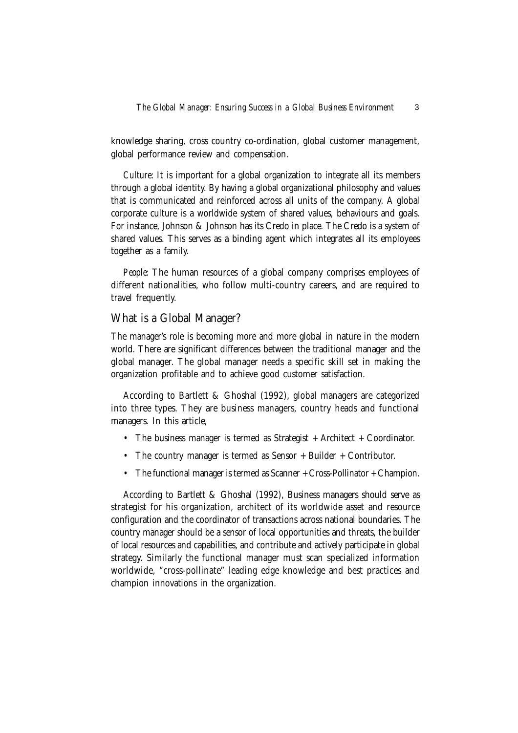knowledge sharing, cross country co-ordination, global customer management, global performance review and compensation.

*Culture*: It is important for a global organization to integrate all its members through a global identity. By having a global organizational philosophy and values that is communicated and reinforced across all units of the company. A global corporate culture is a worldwide system of shared values, behaviours and goals. For instance, Johnson & Johnson has its Credo in place. The Credo is a system of shared values. This serves as a binding agent which integrates all its employees together as a family.

*People*: The human resources of a global company comprises employees of different nationalities, who follow multi-country careers, and are required to travel frequently.

## What is a Global Manager?

The manager's role is becoming more and more global in nature in the modern world. There are significant differences between the traditional manager and the global manager. The global manager needs a specific skill set in making the organization profitable and to achieve good customer satisfaction.

According to Bartlett & Ghoshal (1992), global managers are categorized into three types. They are business managers, country heads and functional managers. In this article,

- The business manager is termed as Strategist + Architect + Coordinator.
- The country manager is termed as Sensor + Builder + Contributor.
- The functional manager is termed as Scanner + Cross-Pollinator + Champion.

According to Bartlett & Ghoshal (1992), Business managers should serve as strategist for his organization, architect of its worldwide asset and resource configuration and the coordinator of transactions across national boundaries. The country manager should be a sensor of local opportunities and threats, the builder of local resources and capabilities, and contribute and actively participate in global strategy. Similarly the functional manager must scan specialized information worldwide, "cross-pollinate" leading edge knowledge and best practices and champion innovations in the organization.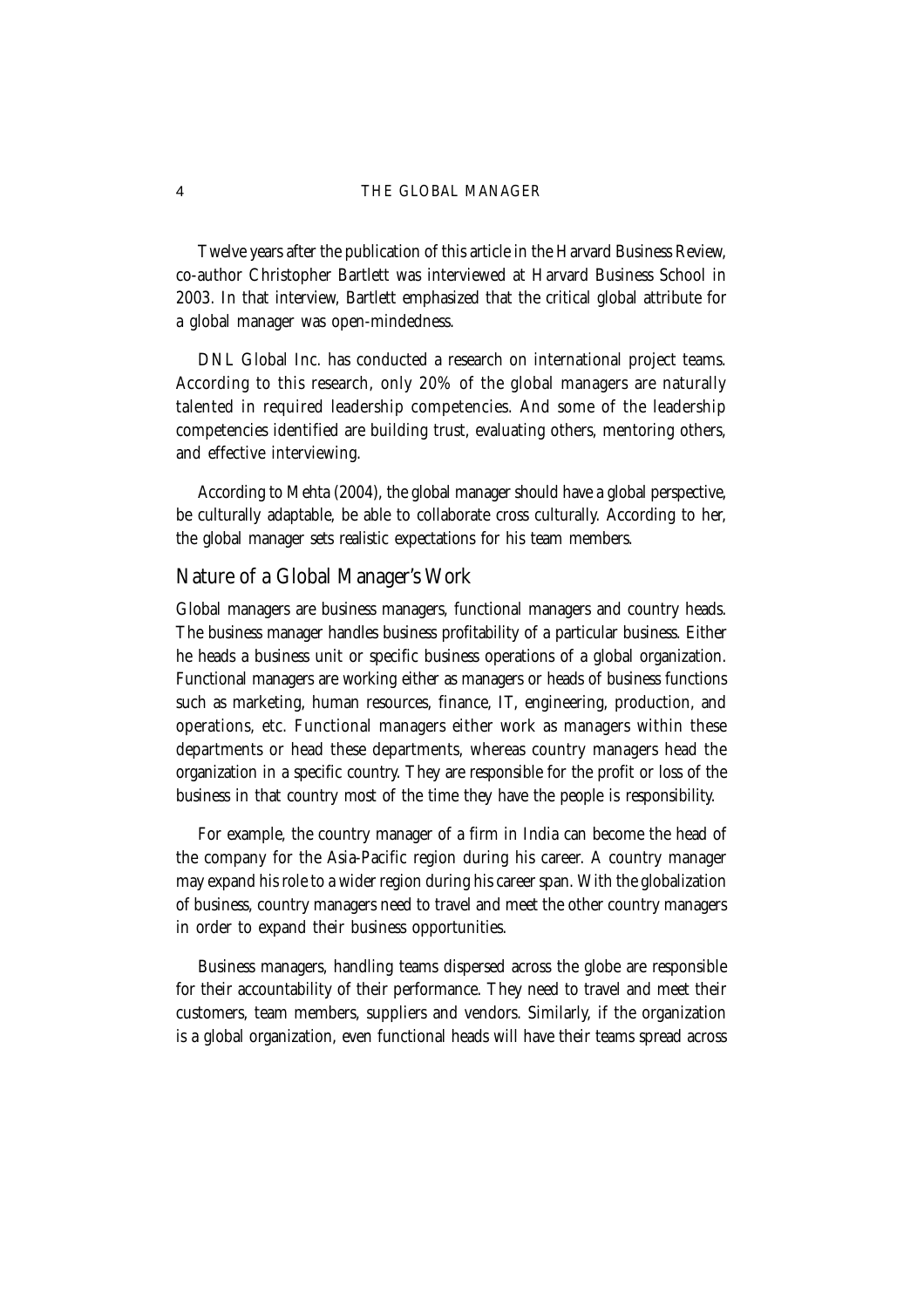Twelve years after the publication of this article in the Harvard Business Review, co-author Christopher Bartlett was interviewed at Harvard Business School in 2003. In that interview, Bartlett emphasized that the critical global attribute for a global manager was open-mindedness.

DNL Global Inc. has conducted a research on international project teams. According to this research, only 20% of the global managers are naturally talented in required leadership competencies. And some of the leadership competencies identified are building trust, evaluating others, mentoring others, and effective interviewing.

According to Mehta (2004), the global manager should have a global perspective, be culturally adaptable, be able to collaborate cross culturally. According to her, the global manager sets realistic expectations for his team members.

## Nature of a Global Manager's Work

Global managers are business managers, functional managers and country heads. The business manager handles business profitability of a particular business. Either he heads a business unit or specific business operations of a global organization. Functional managers are working either as managers or heads of business functions such as marketing, human resources, finance, IT, engineering, production, and operations, etc. Functional managers either work as managers within these departments or head these departments, whereas country managers head the organization in a specific country. They are responsible for the profit or loss of the business in that country most of the time they have the people is responsibility.

For example, the country manager of a firm in India can become the head of the company for the Asia-Pacific region during his career. A country manager may expand his role to a wider region during his career span. With the globalization of business, country managers need to travel and meet the other country managers in order to expand their business opportunities.

Business managers, handling teams dispersed across the globe are responsible for their accountability of their performance. They need to travel and meet their customers, team members, suppliers and vendors. Similarly, if the organization is a global organization, even functional heads will have their teams spread across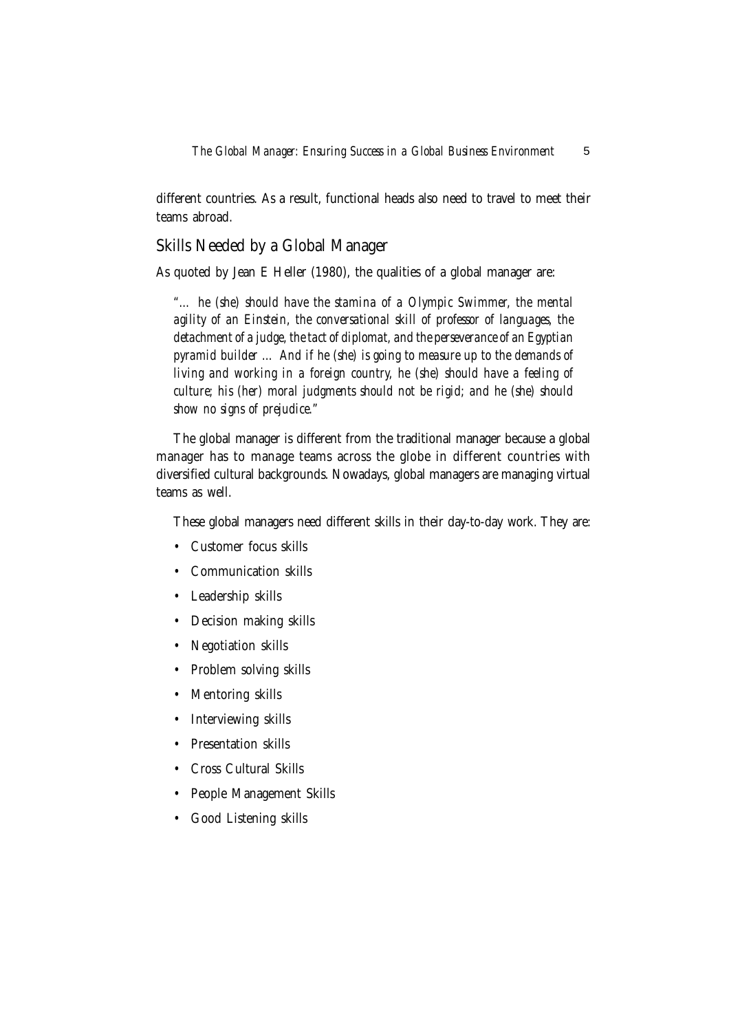different countries. As a result, functional heads also need to travel to meet their teams abroad.

## Skills Needed by a Global Manager

As quoted by Jean E Heller (1980), the qualities of a global manager are:

> *"… he (she) should have the stamina of a Olympic Swimmer, the mental agility of an Einstein, the conversational skill of professor of languages, the detachment of a judge, the tact of diplomat, and the perseverance of an Egyptian pyramid builder … And if he (she) is going to measure up to the demands of living and working in a foreign country, he (she) should have a feeling of culture; his (her) moral judgments should not be rigid; and he (she) should show no signs of prejudice."*

The global manager is different from the traditional manager because a global manager has to manage teams across the globe in different countries with diversified cultural backgrounds. Nowadays, global managers are managing virtual teams as well.

These global managers need different skills in their day-to-day work. They are:

- Customer focus skills
- Communication skills
- Leadership skills
- Decision making skills
- Negotiation skills
- Problem solving skills
- Mentoring skills
- Interviewing skills
- Presentation skills
- Cross Cultural Skills
- People Management Skills
- Good Listening skills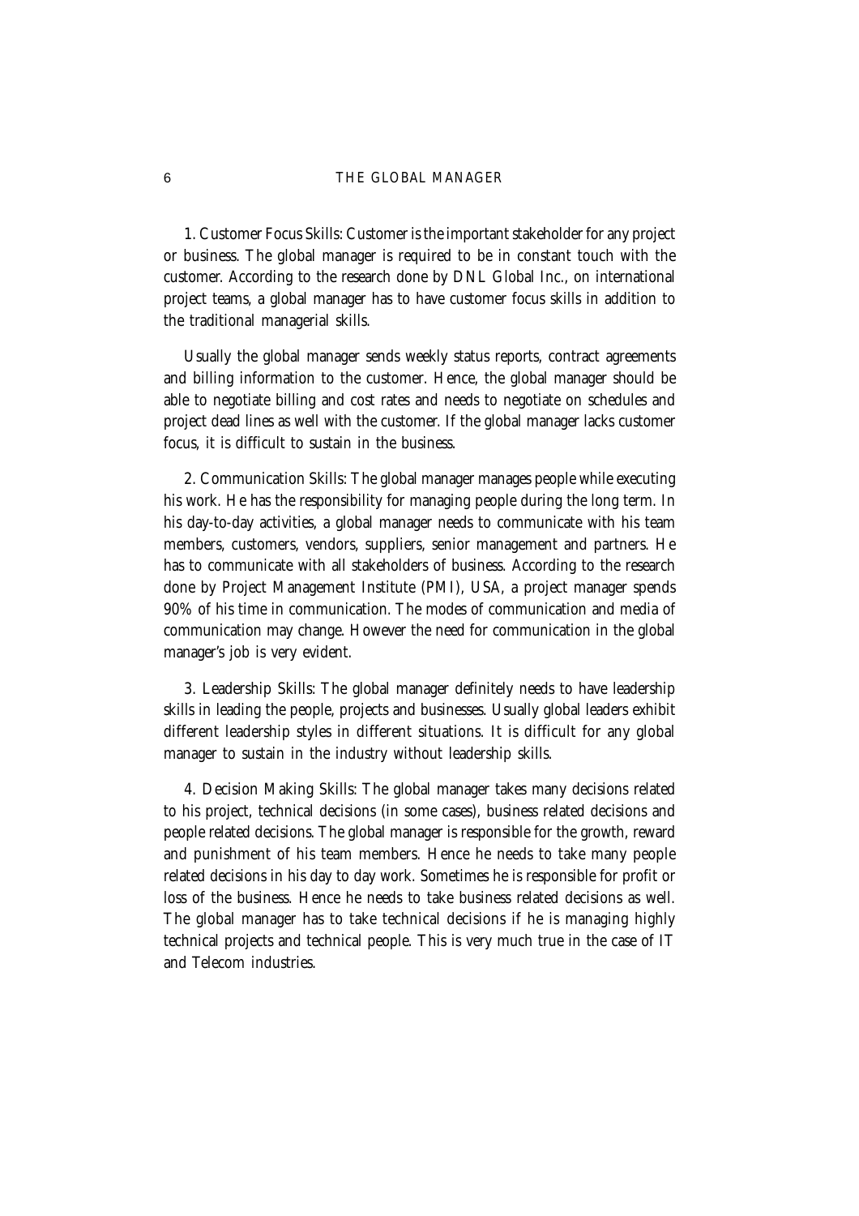1. Customer Focus Skills: Customer is the important stakeholder for any project or business. The global manager is required to be in constant touch with the customer. According to the research done by DNL Global Inc., on international project teams, a global manager has to have customer focus skills in addition to the traditional managerial skills.

Usually the global manager sends weekly status reports, contract agreements and billing information to the customer. Hence, the global manager should be able to negotiate billing and cost rates and needs to negotiate on schedules and project dead lines as well with the customer. If the global manager lacks customer focus, it is difficult to sustain in the business.

2. Communication Skills: The global manager manages people while executing his work. He has the responsibility for managing people during the long term. In his day-to-day activities, a global manager needs to communicate with his team members, customers, vendors, suppliers, senior management and partners. He has to communicate with all stakeholders of business. According to the research done by Project Management Institute (PMI), USA, a project manager spends 90% of his time in communication. The modes of communication and media of communication may change. However the need for communication in the global manager's job is very evident.

3. Leadership Skills: The global manager definitely needs to have leadership skills in leading the people, projects and businesses. Usually global leaders exhibit different leadership styles in different situations. It is difficult for any global manager to sustain in the industry without leadership skills.

4. Decision Making Skills: The global manager takes many decisions related to his project, technical decisions (in some cases), business related decisions and people related decisions. The global manager is responsible for the growth, reward and punishment of his team members. Hence he needs to take many people related decisions in his day to day work. Sometimes he is responsible for profit or loss of the business. Hence he needs to take business related decisions as well. The global manager has to take technical decisions if he is managing highly technical projects and technical people. This is very much true in the case of IT and Telecom industries.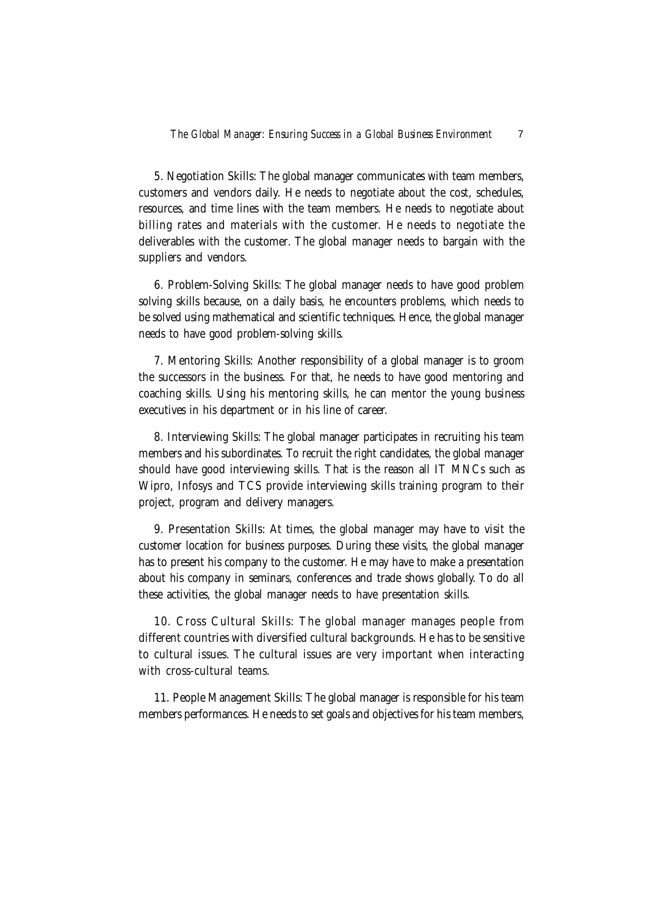5. Negotiation Skills: The global manager communicates with team members, customers and vendors daily. He needs to negotiate about the cost, schedules, resources, and time lines with the team members. He needs to negotiate about billing rates and materials with the customer. He needs to negotiate the deliverables with the customer. The global manager needs to bargain with the suppliers and vendors.

6. Problem-Solving Skills: The global manager needs to have good problem solving skills because, on a daily basis, he encounters problems, which needs to be solved using mathematical and scientific techniques. Hence, the global manager needs to have good problem-solving skills.

7. Mentoring Skills: Another responsibility of a global manager is to groom the successors in the business. For that, he needs to have good mentoring and coaching skills. Using his mentoring skills, he can mentor the young business executives in his department or in his line of career.

8. Interviewing Skills: The global manager participates in recruiting his team members and his subordinates. To recruit the right candidates, the global manager should have good interviewing skills. That is the reason all IT MNCs such as Wipro, Infosys and TCS provide interviewing skills training program to their project, program and delivery managers.

9. Presentation Skills: At times, the global manager may have to visit the customer location for business purposes. During these visits, the global manager has to present his company to the customer. He may have to make a presentation about his company in seminars, conferences and trade shows globally. To do all these activities, the global manager needs to have presentation skills.

10. Cross Cultural Skills: The global manager manages people from different countries with diversified cultural backgrounds. He has to be sensitive to cultural issues. The cultural issues are very important when interacting with cross-cultural teams.

11. People Management Skills: The global manager is responsible for his team members performances. He needs to set goals and objectives for his team members,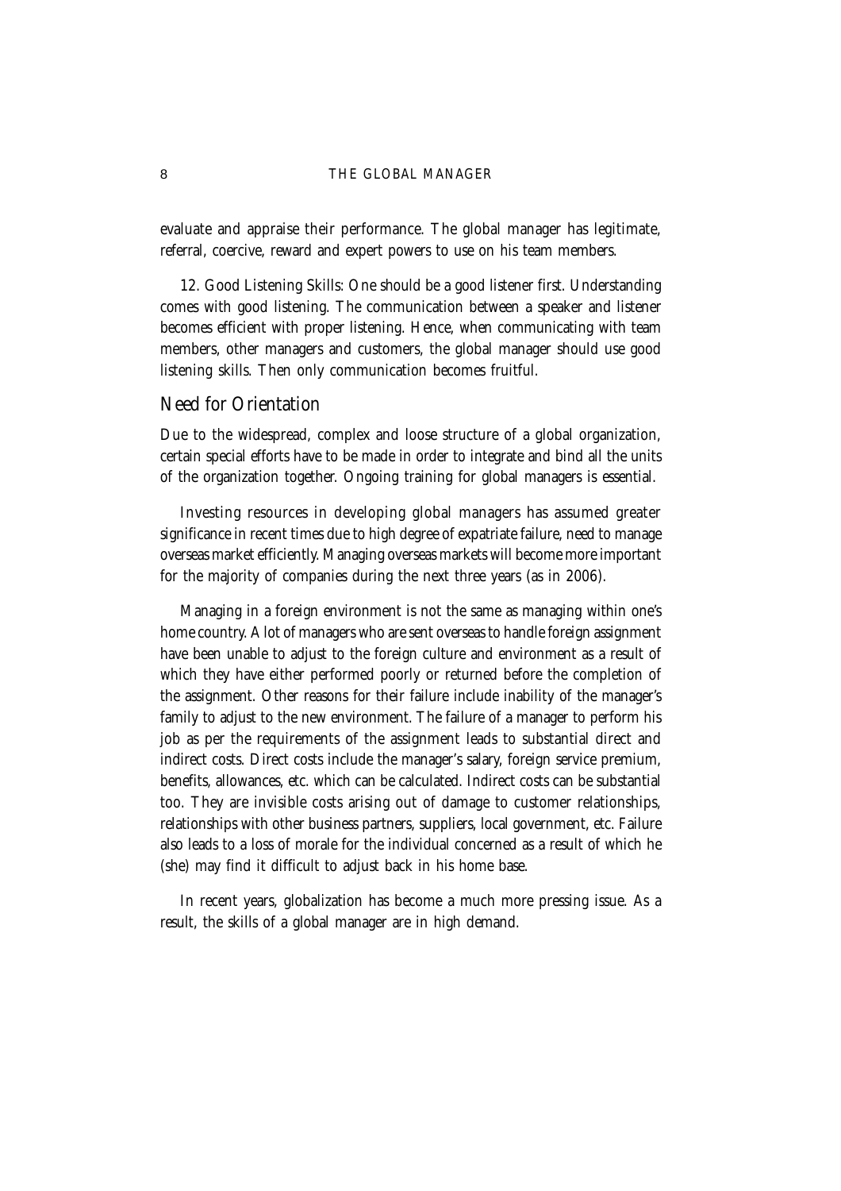evaluate and appraise their performance. The global manager has legitimate, referral, coercive, reward and expert powers to use on his team members.

12. Good Listening Skills: One should be a good listener first. Understanding comes with good listening. The communication between a speaker and listener becomes efficient with proper listening. Hence, when communicating with team members, other managers and customers, the global manager should use good listening skills. Then only communication becomes fruitful.

## Need for Orientation

Due to the widespread, complex and loose structure of a global organization, certain special efforts have to be made in order to integrate and bind all the units of the organization together. Ongoing training for global managers is essential.

Investing resources in developing global managers has assumed greater significance in recent times due to high degree of expatriate failure, need to manage overseas market efficiently. Managing overseas markets will become more important for the majority of companies during the next three years (as in 2006).

Managing in a foreign environment is not the same as managing within one's home country. A lot of managers who are sent overseas to handle foreign assignment have been unable to adjust to the foreign culture and environment as a result of which they have either performed poorly or returned before the completion of the assignment. Other reasons for their failure include inability of the manager's family to adjust to the new environment. The failure of a manager to perform his job as per the requirements of the assignment leads to substantial direct and indirect costs. Direct costs include the manager's salary, foreign service premium, benefits, allowances, etc. which can be calculated. Indirect costs can be substantial too. They are invisible costs arising out of damage to customer relationships, relationships with other business partners, suppliers, local government, etc. Failure also leads to a loss of morale for the individual concerned as a result of which he (she) may find it difficult to adjust back in his home base.

In recent years, globalization has become a much more pressing issue. As a result, the skills of a global manager are in high demand.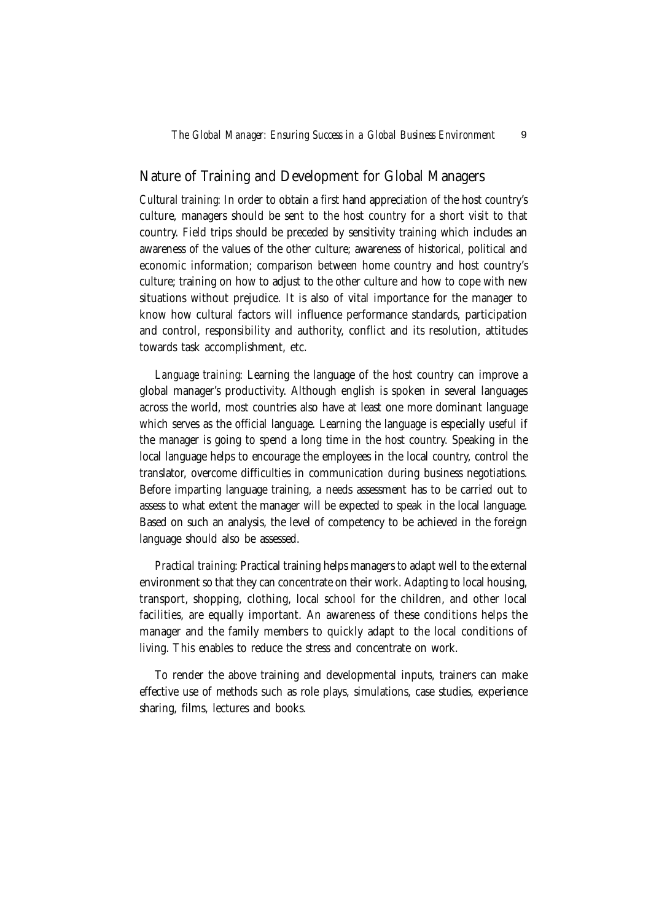## Nature of Training and Development for Global Managers

*Cultural training*: In order to obtain a first hand appreciation of the host country's culture, managers should be sent to the host country for a short visit to that country. Field trips should be preceded by sensitivity training which includes an awareness of the values of the other culture; awareness of historical, political and economic information; comparison between home country and host country's culture; training on how to adjust to the other culture and how to cope with new situations without prejudice. It is also of vital importance for the manager to know how cultural factors will influence performance standards, participation and control, responsibility and authority, conflict and its resolution, attitudes towards task accomplishment, etc.

*Language training*: Learning the language of the host country can improve a global manager's productivity. Although english is spoken in several languages across the world, most countries also have at least one more dominant language which serves as the official language. Learning the language is especially useful if the manager is going to spend a long time in the host country. Speaking in the local language helps to encourage the employees in the local country, control the translator, overcome difficulties in communication during business negotiations. Before imparting language training, a needs assessment has to be carried out to assess to what extent the manager will be expected to speak in the local language. Based on such an analysis, the level of competency to be achieved in the foreign language should also be assessed.

*Practical training*: Practical training helps managers to adapt well to the external environment so that they can concentrate on their work. Adapting to local housing, transport, shopping, clothing, local school for the children, and other local facilities, are equally important. An awareness of these conditions helps the manager and the family members to quickly adapt to the local conditions of living. This enables to reduce the stress and concentrate on work.

To render the above training and developmental inputs, trainers can make effective use of methods such as role plays, simulations, case studies, experience sharing, films, lectures and books.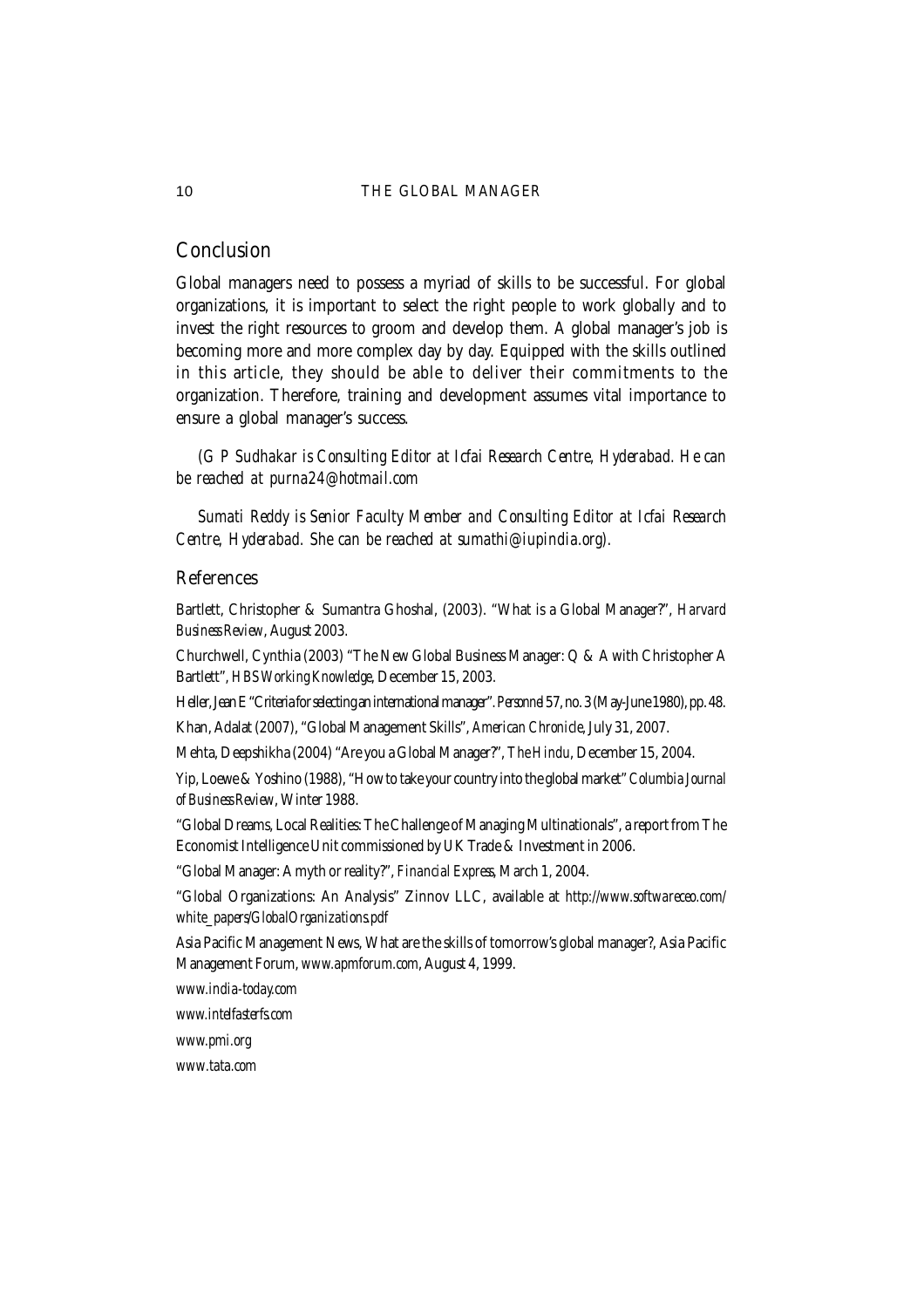## Conclusion

Global managers need to possess a myriad of skills to be successful. For global organizations, it is important to select the right people to work globally and to invest the right resources to groom and develop them. A global manager's job is becoming more and more complex day by day. Equipped with the skills outlined in this article, they should be able to deliver their commitments to the organization. Therefore, training and development assumes vital importance to ensure a global manager's success.

*(G P Sudhakar is Consulting Editor at Icfai Research Centre, Hyderabad. He can be reached at purna24@hotmail.com*

*Sumati Reddy is Senior Faculty Member and Consulting Editor at Icfai Research Centre, Hyderabad. She can be reached at sumathi@iupindia.org).*

## References

Bartlett, Christopher & Sumantra Ghoshal, (2003). "What is a Global Manager?", *Harvard Business Review*, August 2003.

Churchwell, Cynthia (2003) "The New Global Business Manager: Q & A with Christopher A Bartlett", *HBS Working Knowledge*, December 15, 2003.

Heller, Jean E "Criteria for selecting an international manager". *Personnel* 57, no. 3 (May-June 1980), pp. 48.

Khan, Adalat (2007), "Global Management Skills", *American Chronicle*, July 31, 2007.

Mehta, Deepshikha (2004) "Are you a Global Manager?", *The Hindu*, December 15, 2004.

Yip, Loewe & Yoshino (1988), "How to take your country into the global market" *Columbia Journal of Business Review*, Winter 1988.

"Global Dreams, Local Realities: The Challenge of Managing Multinationals", a report from The Economist Intelligence Unit commissioned by UK Trade & Investment in 2006.

"Global Manager: A myth or reality?", *Financial Express*, March 1, 2004.

"Global Organizations: An Analysis" Zinnov LLC, available at *http://www.softwareceo.com/white_papers/GlobalOrganizations.pdf*

Asia Pacific Management News, What are the skills of tomorrow's global manager?, Asia Pacific Management Forum, *www.apmforum.com*, August 4, 1999.

*www.india-today.com*

*www.intelfasterfs.com*

*www.pmi.org*

*www.tata.com*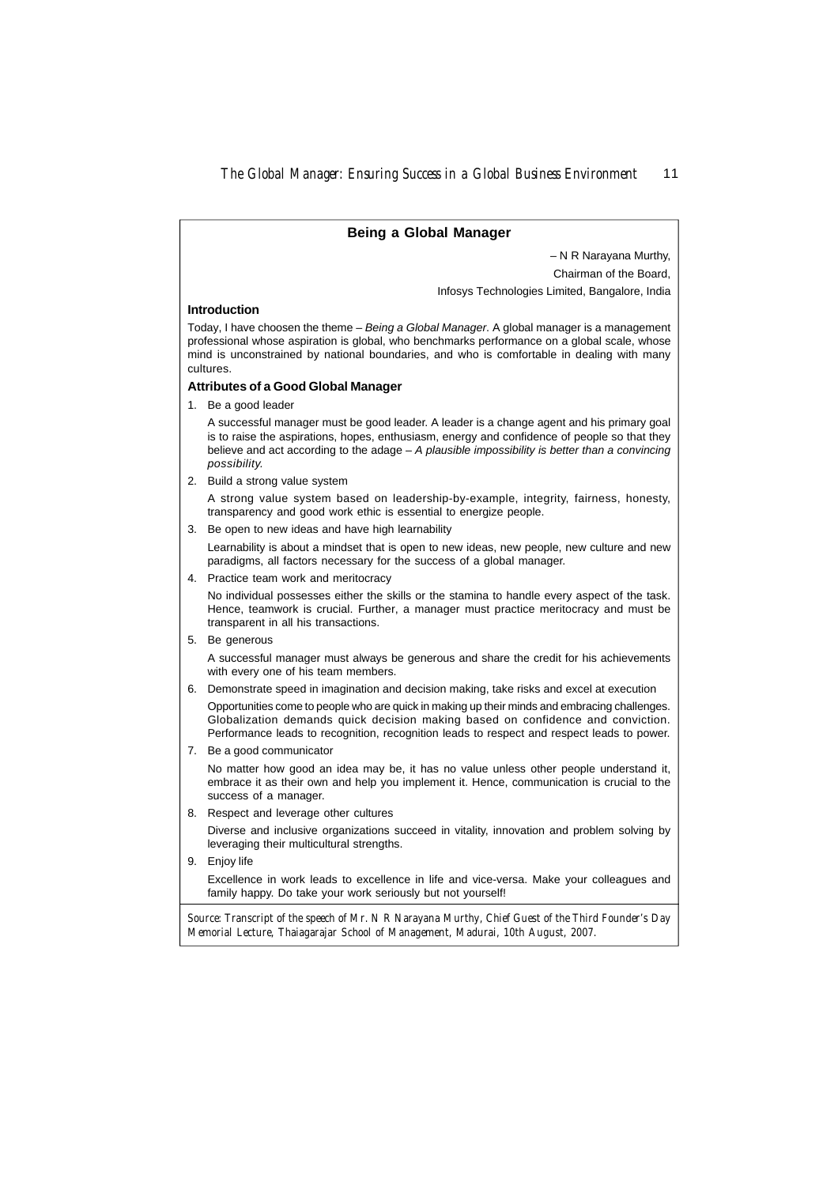## Being a Global Manager

– N R Narayana Murthy,

Chairman of the Board,

Infosys Technologies Limited, Bangalore, India

### Introduction

Today, I have choosen the theme – *Being a Global Manager*. A global manager is a management professional whose aspiration is global, who benchmarks performance on a global scale, whose mind is unconstrained by national boundaries, and who is comfortable in dealing with many cultures.

### Attributes of a Good Global Manager

1. Be a good leader

   A successful manager must be good leader. A leader is a change agent and his primary goal is to raise the aspirations, hopes, enthusiasm, energy and confidence of people so that they believe and act according to the adage – *A plausible impossibility is better than a convincing possibility.*

2. Build a strong value system

   A strong value system based on leadership-by-example, integrity, fairness, honesty, transparency and good work ethic is essential to energize people.

3. Be open to new ideas and have high learnability

   Learnability is about a mindset that is open to new ideas, new people, new culture and new paradigms, all factors necessary for the success of a global manager.

4. Practice team work and meritocracy

   No individual possesses either the skills or the stamina to handle every aspect of the task. Hence, teamwork is crucial. Further, a manager must practice meritocracy and must be transparent in all his transactions.

5. Be generous

   A successful manager must always be generous and share the credit for his achievements with every one of his team members.

6. Demonstrate speed in imagination and decision making, take risks and excel at execution

   Opportunities come to people who are quick in making up their minds and embracing challenges. Globalization demands quick decision making based on confidence and conviction. Performance leads to recognition, recognition leads to respect and respect leads to power.

7. Be a good communicator

   No matter how good an idea may be, it has no value unless other people understand it, embrace it as their own and help you implement it. Hence, communication is crucial to the success of a manager.

8. Respect and leverage other cultures

   Diverse and inclusive organizations succeed in vitality, innovation and problem solving by leveraging their multicultural strengths.

9. Enjoy life

   Excellence in work leads to excellence in life and vice-versa. Make your colleagues and family happy. Do take your work seriously but not yourself!

*Source: Transcript of the speech of Mr. N R Narayana Murthy, Chief Guest of the Third Founder's Day Memorial Lecture, Thaiagarajar School of Management, Madurai, 10th August, 2007.*